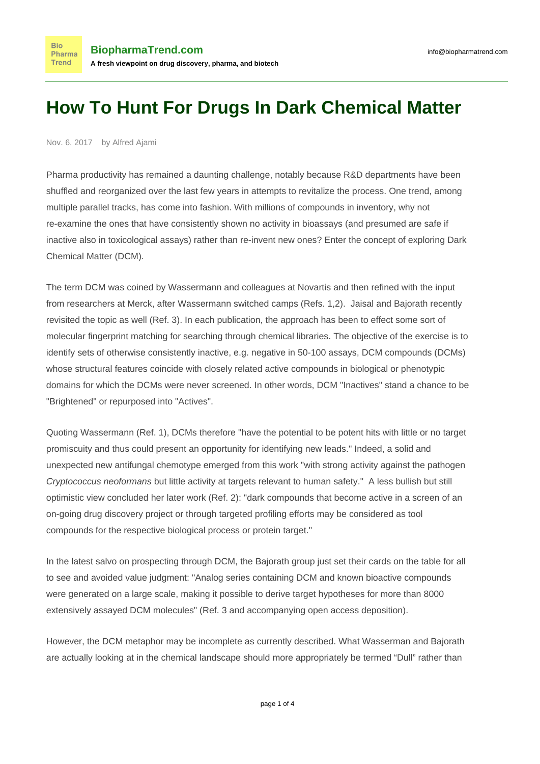# How To Hunt For Drugs In Dark Chemical Matter

Nov. 6, 2017 by Alfred Ajami

Pharma productivity has remained a daunting challenge, notably because R&D departments have been shuffled and reorganized over the last few years in attempts to revitalize the process. One trend, among multiple parallel tracks, has come into fashion. With millions of compounds in inventory, why not re-examine the ones that have consistently shown no activity in bioassays (and presumed are safe if inactive also in toxicological assays) rather than re-invent new ones? Enter the concept of exploring Dark Chemical Matter (DCM).

The term DCM was coined by Wassermann and colleagues at Novartis and then refined with the input from researchers at Merck, after Wassermann switched camps (Refs. 1,2). Jaisal and Bajorath recently revisited the topic as well (Ref. 3). In each publication, the approach has been to effect some sort of molecular fingerprint matching for searching through chemical libraries. The objective of the exercise is to identify sets of otherwise consistently inactive, e.g. negative in 50-100 assays, DCM compounds (DCMs) whose structural features coincide with closely related active compounds in biological or phenotypic domains for which the DCMs were never screened. In other words, DCM "Inactives" stand a chance to be "Brightened" or repurposed into "Actives".

Quoting Wassermann (Ref. 1), DCMs therefore "have the potential to be potent hits with little or no target promiscuity and thus could present an opportunity for identifying new leads." Indeed, a solid and unexpected new antifungal chemotype emerged from this work "with strong activity against the pathogen *Cryptococcus neoformans* but little activity at targets relevant to human safety." A less bullish but still optimistic view concluded her later work (Ref. 2): "dark compounds that become active in a screen of an on-going drug discovery project or through targeted profiling efforts may be considered as tool compounds for the respective biological process or protein target."

In the latest salvo on prospecting through DCM, the Bajorath group just set their cards on the table for all to see and avoided value judgment: "Analog series containing DCM and known bioactive compounds were generated on a large scale, making it possible to derive target hypotheses for more than 8000 extensively assayed DCM molecules" (Ref. 3 and accompanying open access deposition).

However, the DCM metaphor may be incomplete as currently described. What Wasserman and Bajorath are actually looking at in the chemical landscape should more appropriately be termed “Dull” rather than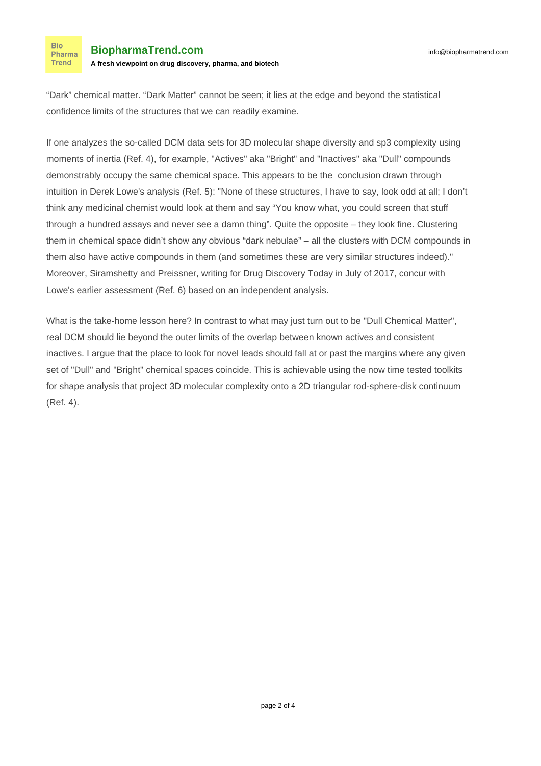“Dark” chemical matter. “Dark Matter” cannot be seen; it lies at the edge and beyond the statistical confidence limits of the structures that we can readily examine.

If one analyzes the so-called DCM data sets for 3D molecular shape diversity and sp3 complexity using moments of inertia (Ref. 4), for example, "Actives" aka "Bright" and "Inactives" aka "Dull" compounds demonstrably occupy the same chemical space. This appears to be the conclusion drawn through intuition in Derek Lowe's analysis (Ref. 5): "None of these structures, I have to say, look odd at all; I don’t think any medicinal chemist would look at them and say “You know what, you could screen that stuff through a hundred assays and never see a damn thing”. Quite the opposite – they look fine. Clustering them in chemical space didn’t show any obvious “dark nebulae” – all the clusters with DCM compounds in them also have active compounds in them (and sometimes these are very similar structures indeed)." Moreover, Siramshetty and Preissner, writing for Drug Discovery Today in July of 2017, concur with Lowe's earlier assessment (Ref. 6) based on an independent analysis.

What is the take-home lesson here? In contrast to what may just turn out to be "Dull Chemical Matter", real DCM should lie beyond the outer limits of the overlap between known actives and consistent inactives. I argue that the place to look for novel leads should fall at or past the margins where any given set of "Dull" and "Bright" chemical spaces coincide. This is achievable using the now time tested toolkits for shape analysis that project 3D molecular complexity onto a 2D triangular rod-sphere-disk continuum (Ref. 4).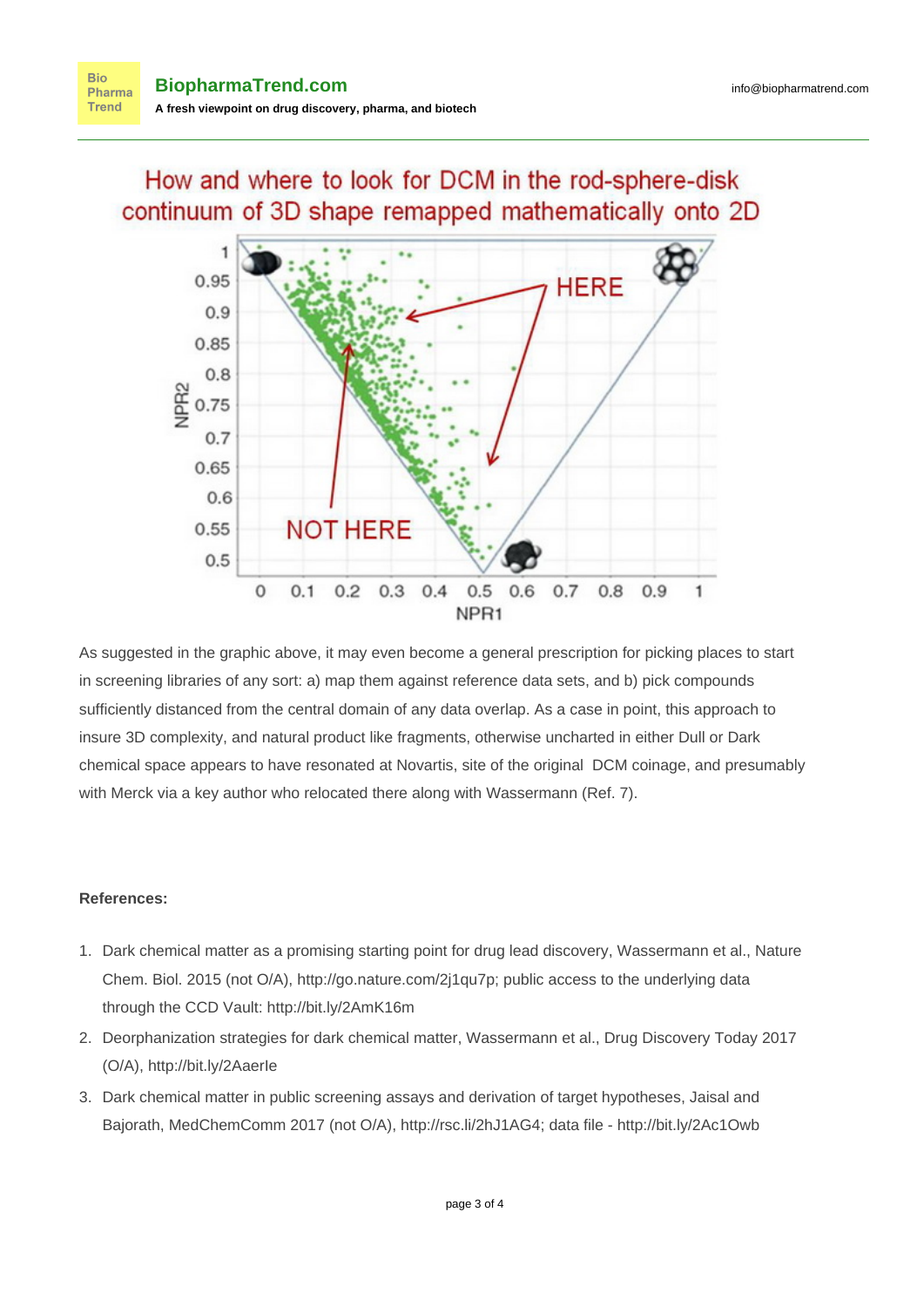How and where to look for DCM in the rod-sphere-disk continuum of 3D shape remapped mathematically onto 2D

As suggested in the graphic above, it may even become a general prescription for picking places to start in screening libraries of any sort: a) map them against reference data sets, and b) pick compounds sufficiently distanced from the central domain of any data overlap. As a case in point, this approach to insure 3D complexity, and natural product like fragments, otherwise uncharted in either Dull or Dark chemical space appears to have resonated at Novartis, site of the original DCM coinage, and presumably with Merck via a key author who relocated there along with Wassermann (Ref. 7).

**References:**

1. Dark chemical matter as a promising starting point for drug lead discovery, Wassermann et al., Nature Chem. Biol. 2015 (not O/A), http://go.nature.com/2j1qu7p; public access to the underlying data through the CCD Vault: http://bit.ly/2AmK16m
2. Deorphanization strategies for dark chemical matter, Wassermann et al., Drug Discovery Today 2017 (O/A), http://bit.ly/2AaerIe
3. Dark chemical matter in public screening assays and derivation of target hypotheses, Jaisal and Bajorath, MedChemComm 2017 (not O/A), http://rsc.li/2hJ1AG4; data file - http://bit.ly/2Ac1Owb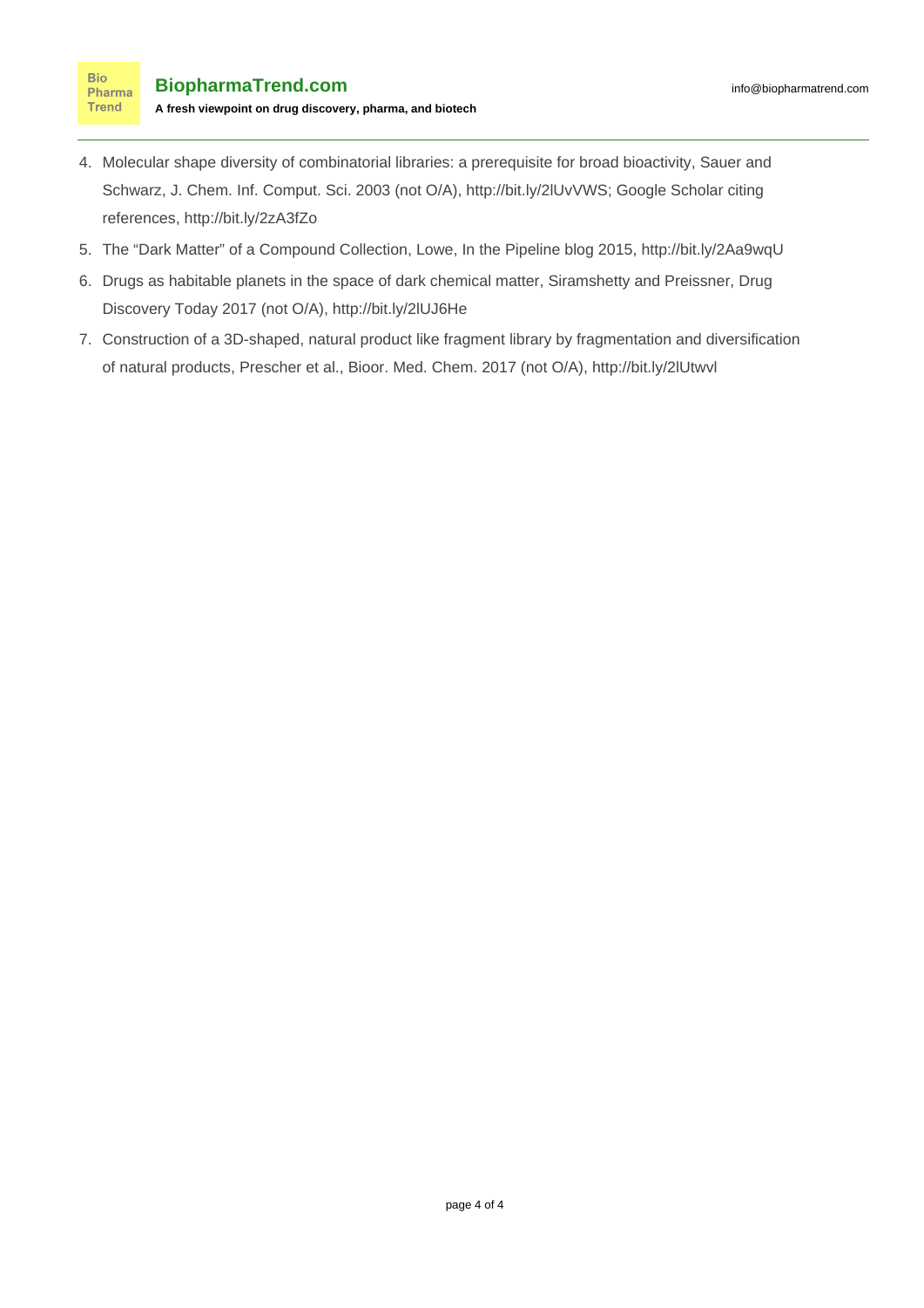4. Molecular shape diversity of combinatorial libraries: a prerequisite for broad bioactivity, Sauer and Schwarz, J. Chem. Inf. Comput. Sci. 2003 (not O/A), http://bit.ly/2lUvVWS; Google Scholar citing references, http://bit.ly/2zA3fZo
5. The "Dark Matter" of a Compound Collection, Lowe, In the Pipeline blog 2015, http://bit.ly/2Aa9wqU
6. Drugs as habitable planets in the space of dark chemical matter, Siramshetty and Preissner, Drug Discovery Today 2017 (not O/A), http://bit.ly/2lUJ6He
7. Construction of a 3D-shaped, natural product like fragment library by fragmentation and diversification of natural products, Prescher et al., Bioor. Med. Chem. 2017 (not O/A), http://bit.ly/2lUtwvl